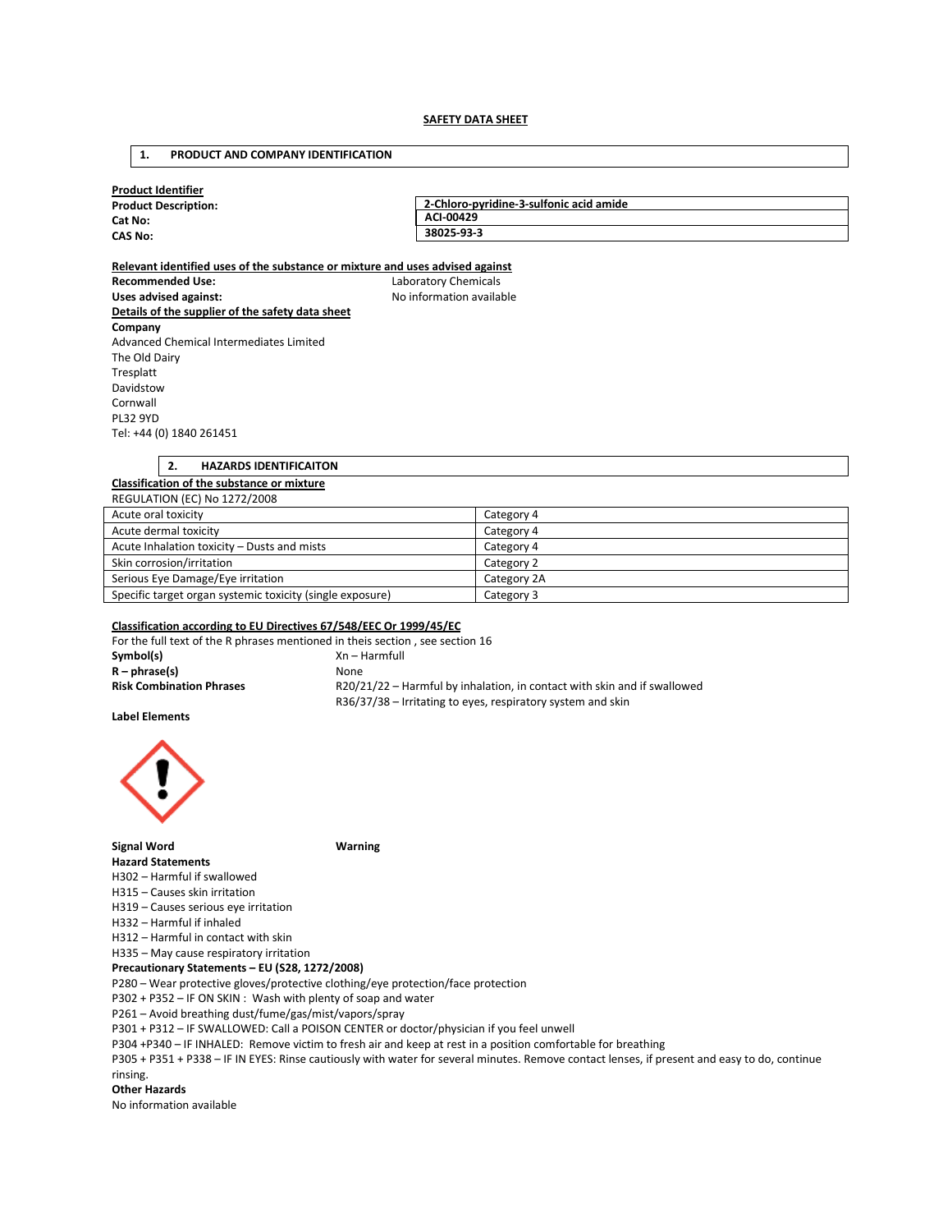**SAFETY DATA SHEET**

## 1. PRODUCT AND COMPANY IDENTIFICATION

**Product Identifier**

| | |
|---|---|
| **Product Description:** | **2-Chloro-pyridine-3-sulfonic acid amide** |
| **Cat No:** | **ACI-00429** |
| **CAS No:** | **38025-93-3** |

**Relevant identified uses of the substance or mixture and uses advised against**

**Recommended Use:** Laboratory Chemicals

**Uses advised against:** No information available

**Details of the supplier of the safety data sheet**

**Company**

Advanced Chemical Intermediates Limited
The Old Dairy
Tresplatt
Davidstow
Cornwall
PL32 9YD
Tel: +44 (0) 1840 261451

## 2. HAZARDS IDENTIFICAITON

**Classification of the substance or mixture**

REGULATION (EC) No 1272/2008

| | |
|---|---|
| Acute oral toxicity | Category 4 |
| Acute dermal toxicity | Category 4 |
| Acute Inhalation toxicity – Dusts and mists | Category 4 |
| Skin corrosion/irritation | Category 2 |
| Serious Eye Damage/Eye irritation | Category 2A |
| Specific target organ systemic toxicity (single exposure) | Category 3 |

**Classification according to EU Directives 67/548/EEC Or 1999/45/EC**

For the full text of the R phrases mentioned in theis section , see section 16

**Symbol(s)** Xn – Harmfull

**R – phrase(s)** None

**Risk Combination Phrases** R20/21/22 – Harmful by inhalation, in contact with skin and if swallowed
R36/37/38 – Irritating to eyes, respiratory system and skin

**Label Elements**

**Signal Word** **Warning**

**Hazard Statements**

H302 – Harmful if swallowed
H315 – Causes skin irritation
H319 – Causes serious eye irritation
H332 – Harmful if inhaled
H312 – Harmful in contact with skin
H335 – May cause respiratory irritation

**Precautionary Statements – EU (S28, 1272/2008)**

P280 – Wear protective gloves/protective clothing/eye protection/face protection
P302 + P352 – IF ON SKIN : Wash with plenty of soap and water
P261 – Avoid breathing dust/fume/gas/mist/vapors/spray
P301 + P312 – IF SWALLOWED: Call a POISON CENTER or doctor/physician if you feel unwell
P304 +P340 – IF INHALED: Remove victim to fresh air and keep at rest in a position comfortable for breathing
P305 + P351 + P338 – IF IN EYES: Rinse cautiously with water for several minutes. Remove contact lenses, if present and easy to do, continue rinsing.

**Other Hazards**

No information available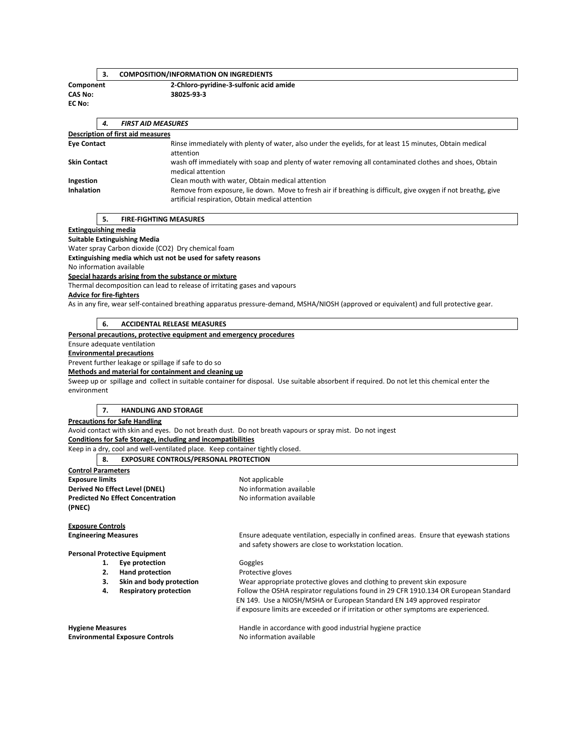## 3. COMPOSITION/INFORMATION ON INGREDIENTS

**Component** **2-Chloro-pyridine-3-sulfonic acid amide**
**CAS No:** **38025-93-3**
**EC No:**

## *4. FIRST AID MEASURES*

**Description of first aid measures**

| | |
|---|---|
| **Eye Contact** | Rinse immediately with plenty of water, also under the eyelids, for at least 15 minutes, Obtain medical attention |
| **Skin Contact** | wash off immediately with soap and plenty of water removing all contaminated clothes and shoes, Obtain medical attention |
| **Ingestion** | Clean mouth with water, Obtain medical attention |
| **Inhalation** | Remove from exposure, lie down. Move to fresh air if breathing is difficult, give oxygen if not breathg, give artificial respiration, Obtain medical attention |

## 5. FIRE-FIGHTING MEASURES

**Extingquishing media**

**Suitable Extinguishing Media**

Water spray Carbon dioxide ($CO_2$) Dry chemical foam

**Extinguishing media which ust not be used for safety reasons**

No information available

**Special hazards arising from the substance or mixture**

Thermal decomposition can lead to release of irritating gases and vapours

**Advice for fire-fighters**

As in any fire, wear self-contained breathing apparatus pressure-demand, MSHA/NIOSH (approved or equivalent) and full protective gear.

## 6. ACCIDENTAL RELEASE MEASURES

**Personal precautions, protective equipment and emergency procedures**

Ensure adequate ventilation

**Environmental precautions**

Prevent further leakage or spillage if safe to do so

**Methods and material for containment and cleaning up**

Sweep up or spillage and collect in suitable container for disposal. Use suitable absorbent if required. Do not let this chemical enter the environment

## 7. HANDLING AND STORAGE

**Precautions for Safe Handling**

Avoid contact with skin and eyes. Do not breath dust. Do not breath vapours or spray mist. Do not ingest

**Conditions for Safe Storage, including and incompatibilities**

Keep in a dry, cool and well-ventilated place. Keep container tightly closed.

## 8. EXPOSURE CONTROLS/PERSONAL PROTECTION

**Control Parameters**

| | |
|---|---|
| **Exposure limits** | Not applicable . |
| **Derived No Effect Level (DNEL)** | No information available |
| **Predicted No Effect Concentration (PNEC)** | No information available |

**Exposure Controls**

**Engineering Measures** Ensure adequate ventilation, especially in confined areas. Ensure that eyewash stations and safety showers are close to workstation location.

**Personal Protective Equipment**

1. **Eye protection** Goggles
2. **Hand protection** Protective gloves
3. **Skin and body protection** Wear appropriate protective gloves and clothing to prevent skin exposure
4. **Respiratory protection** Follow the OSHA respirator regulations found in 29 CFR 1910.134 OR European Standard EN 149. Use a NIOSH/MSHA or European Standard EN 149 approved respirator if exposure limits are exceeded or if irritation or other symptoms are experienced.

| | |
|---|---|
| **Hygiene Measures** | Handle in accordance with good industrial hygiene practice |
| **Environmental Exposure Controls** | No information available |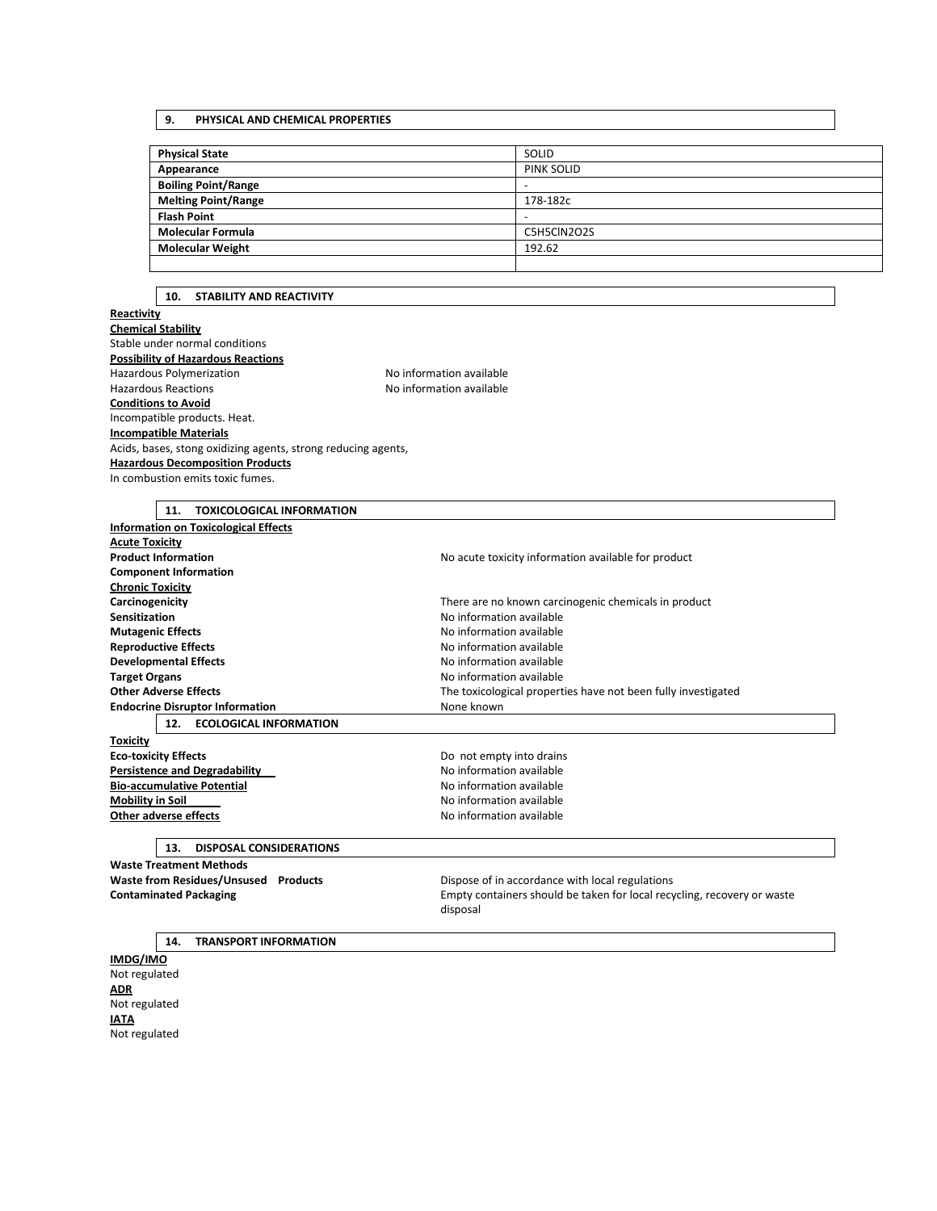## 9. PHYSICAL AND CHEMICAL PROPERTIES

| | |
|---|---|
| **Physical State** | SOLID |
| **Appearance** | PINK SOLID |
| **Boiling Point/Range** | - |
| **Melting Point/Range** | 178-182c |
| **Flash Point** | - |
| **Molecular Formula** | C5H5ClN2O2S |
| **Molecular Weight** | 192.62 |
| | |

## 10. STABILITY AND REACTIVITY

**Reactivity**

**Chemical Stability**

Stable under normal conditions

**Possibility of Hazardous Reactions**

Hazardous Polymerization: No information available

Hazardous Reactions: No information available

**Conditions to Avoid**

Incompatible products. Heat.

**Incompatible Materials**

Acids, bases, stong oxidizing agents, strong reducing agents,

**Hazardous Decomposition Products**

In combustion emits toxic fumes.

## 11. TOXICOLOGICAL INFORMATION

**Information on Toxicological Effects**

**Acute Toxicity**

**Product Information**: No acute toxicity information available for product

**Component Information**

**Chronic Toxicity**

**Carcinogenicity**: There are no known carcinogenic chemicals in product

**Sensitization**: No information available

**Mutagenic Effects**: No information available

**Reproductive Effects**: No information available

**Developmental Effects**: No information available

**Target Organs**: No information available

**Other Adverse Effects**: The toxicological properties have not been fully investigated

**Endocrine Disruptor Information**: None known

## 12. ECOLOGICAL INFORMATION

**Toxicity**

**Eco-toxicity Effects**: Do not empty into drains

**Persistence and Degradability**: No information available

**Bio-accumulative Potential**: No information available

**Mobility in Soil**: No information available

**Other adverse effects**: No information available

## 13. DISPOSAL CONSIDERATIONS

**Waste Treatment Methods**

**Waste from Residues/Unsused Products**: Dispose of in accordance with local regulations

**Contaminated Packaging**: Empty containers should be taken for local recycling, recovery or waste disposal

## 14. TRANSPORT INFORMATION

**IMDG/IMO**

Not regulated

**ADR**

Not regulated

**IATA**

Not regulated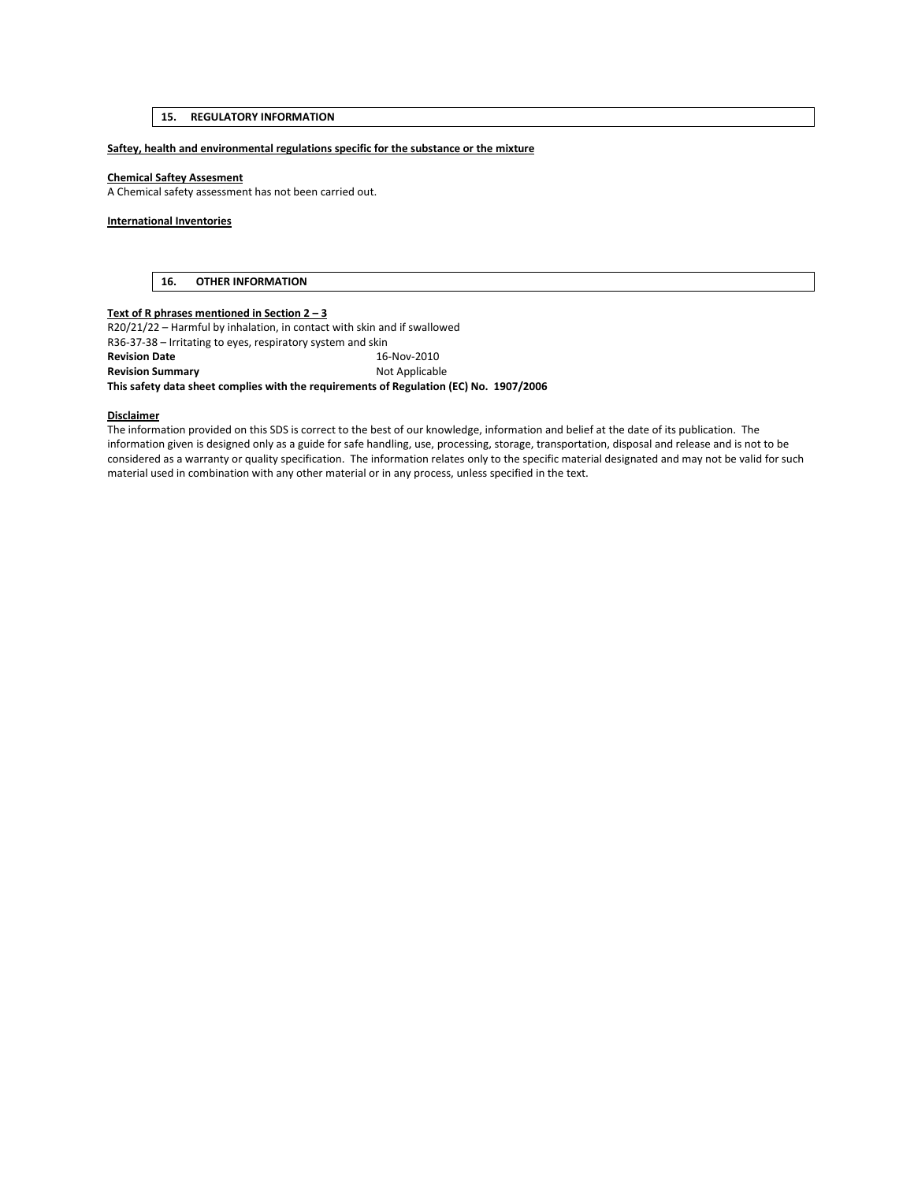## 15. REGULATORY INFORMATION

**Saftey, health and environmental regulations specific for the substance or the mixture**

**Chemical Saftey Assesment**

A Chemical safety assessment has not been carried out.

**International Inventories**

## 16. OTHER INFORMATION

**Text of R phrases mentioned in Section 2 – 3**

R20/21/22 – Harmful by inhalation, in contact with skin and if swallowed

R36-37-38 – Irritating to eyes, respiratory system and skin

**Revision Date** 16-Nov-2010

**Revision Summary** Not Applicable

**This safety data sheet complies with the requirements of Regulation (EC) No. 1907/2006**

**Disclaimer**

The information provided on this SDS is correct to the best of our knowledge, information and belief at the date of its publication. The information given is designed only as a guide for safe handling, use, processing, storage, transportation, disposal and release and is not to be considered as a warranty or quality specification. The information relates only to the specific material designated and may not be valid for such material used in combination with any other material or in any process, unless specified in the text.